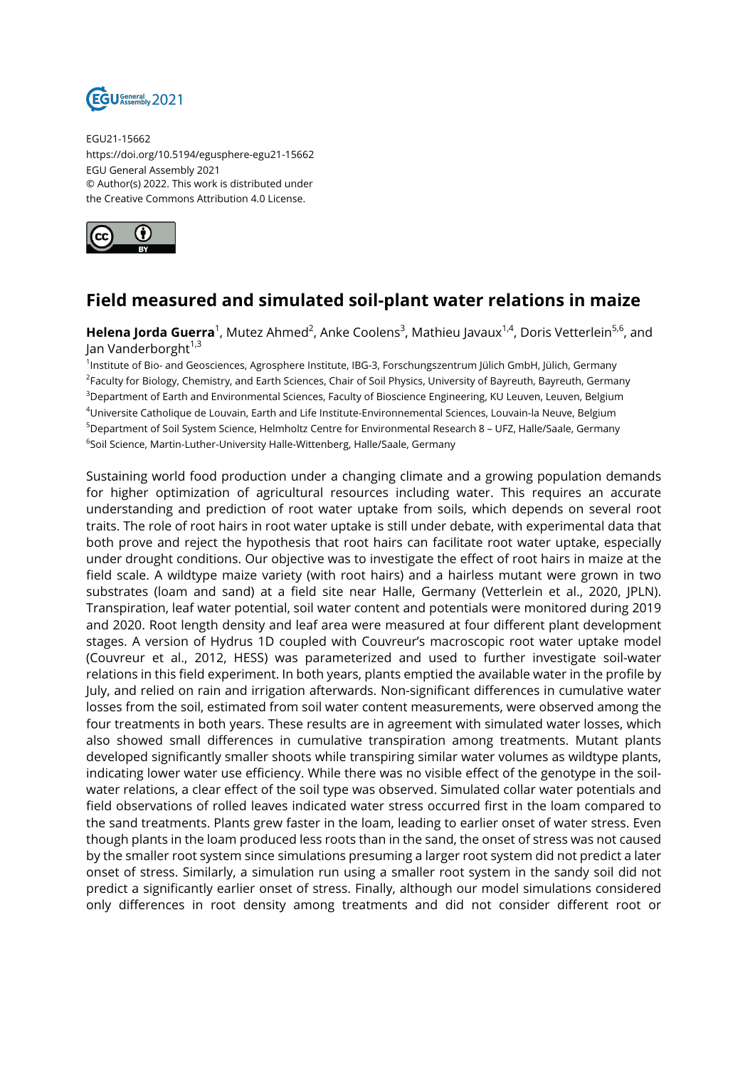EGU21-15662
https://doi.org/10.5194/egusphere-egu21-15662
EGU General Assembly 2021
© Author(s) 2022. This work is distributed under
the Creative Commons Attribution 4.0 License.

# Field measured and simulated soil-plant water relations in maize

**Helena Jorda Guerra**[1], Mutez Ahmed[2], Anke Coolens[3], Mathieu Javaux[1,4], Doris Vetterlein[5,6], and Jan Vanderborght[1,3]

[1]Institute of Bio- and Geosciences, Agrosphere Institute, IBG-3, Forschungszentrum Jülich GmbH, Jülich, Germany
[2]Faculty for Biology, Chemistry, and Earth Sciences, Chair of Soil Physics, University of Bayreuth, Bayreuth, Germany
[3]Department of Earth and Environmental Sciences, Faculty of Bioscience Engineering, KU Leuven, Leuven, Belgium
[4]Universite Catholique de Louvain, Earth and Life Institute-Environnemental Sciences, Louvain-la Neuve, Belgium
[5]Department of Soil System Science, Helmholtz Centre for Environmental Research 8 – UFZ, Halle/Saale, Germany
[6]Soil Science, Martin-Luther-University Halle-Wittenberg, Halle/Saale, Germany

Sustaining world food production under a changing climate and a growing population demands for higher optimization of agricultural resources including water. This requires an accurate understanding and prediction of root water uptake from soils, which depends on several root traits. The role of root hairs in root water uptake is still under debate, with experimental data that both prove and reject the hypothesis that root hairs can facilitate root water uptake, especially under drought conditions. Our objective was to investigate the effect of root hairs in maize at the field scale. A wildtype maize variety (with root hairs) and a hairless mutant were grown in two substrates (loam and sand) at a field site near Halle, Germany (Vetterlein et al., 2020, JPLN). Transpiration, leaf water potential, soil water content and potentials were monitored during 2019 and 2020. Root length density and leaf area were measured at four different plant development stages. A version of Hydrus 1D coupled with Couvreur's macroscopic root water uptake model (Couvreur et al., 2012, HESS) was parameterized and used to further investigate soil-water relations in this field experiment. In both years, plants emptied the available water in the profile by July, and relied on rain and irrigation afterwards. Non-significant differences in cumulative water losses from the soil, estimated from soil water content measurements, were observed among the four treatments in both years. These results are in agreement with simulated water losses, which also showed small differences in cumulative transpiration among treatments. Mutant plants developed significantly smaller shoots while transpiring similar water volumes as wildtype plants, indicating lower water use efficiency. While there was no visible effect of the genotype in the soil-water relations, a clear effect of the soil type was observed. Simulated collar water potentials and field observations of rolled leaves indicated water stress occurred first in the loam compared to the sand treatments. Plants grew faster in the loam, leading to earlier onset of water stress. Even though plants in the loam produced less roots than in the sand, the onset of stress was not caused by the smaller root system since simulations presuming a larger root system did not predict a later onset of stress. Similarly, a simulation run using a smaller root system in the sandy soil did not predict a significantly earlier onset of stress. Finally, although our model simulations considered only differences in root density among treatments and did not consider different root or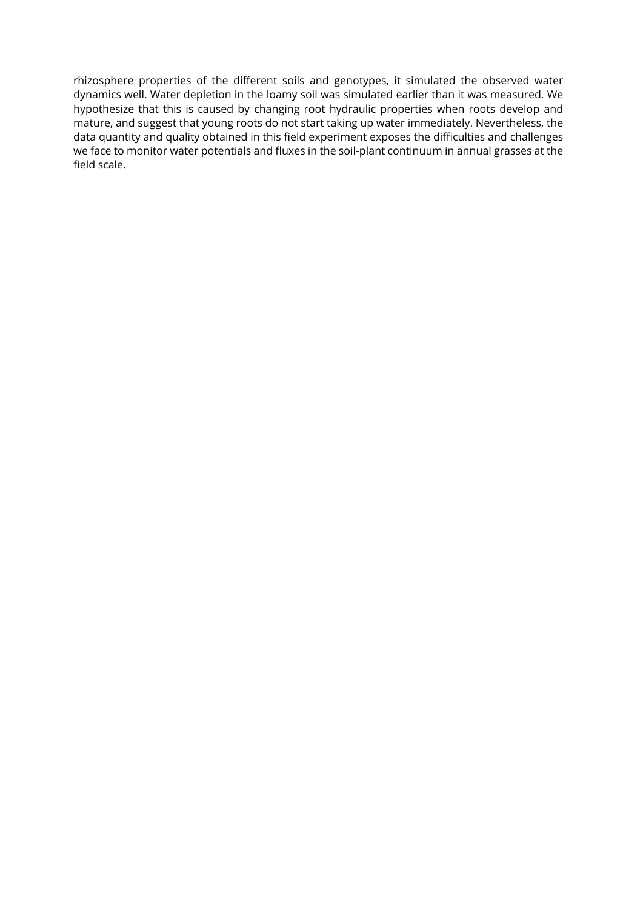rhizosphere properties of the different soils and genotypes, it simulated the observed water dynamics well. Water depletion in the loamy soil was simulated earlier than it was measured. We hypothesize that this is caused by changing root hydraulic properties when roots develop and mature, and suggest that young roots do not start taking up water immediately. Nevertheless, the data quantity and quality obtained in this field experiment exposes the difficulties and challenges we face to monitor water potentials and fluxes in the soil-plant continuum in annual grasses at the field scale.